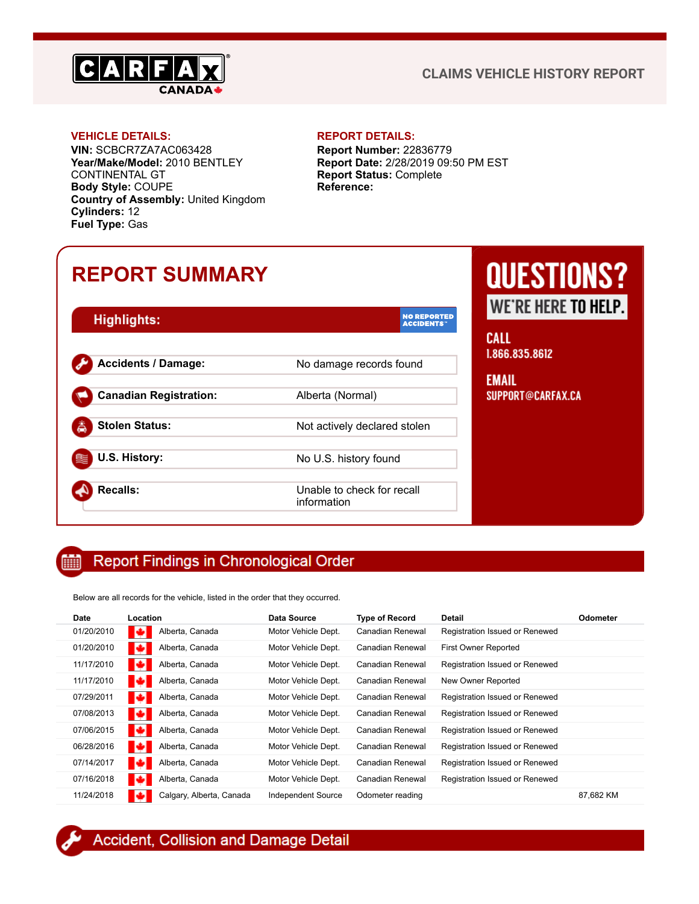CARFAX CANADA

# CLAIMS VEHICLE HISTORY REPORT

**VEHICLE DETAILS:**

**VIN:** SCBCR7ZA7AC063428
**Year/Make/Model:** 2010 BENTLEY CONTINENTAL GT
**Body Style:** COUPE
**Country of Assembly:** United Kingdom
**Cylinders:** 12
**Fuel Type:** Gas

**REPORT DETAILS:**

**Report Number:** 22836779
**Report Date:** 2/28/2019 09:50 PM EST
**Report Status:** Complete
**Reference:**

## REPORT SUMMARY

### Highlights:

NO REPORTED ACCIDENTS

| | |
|---|---|
| **Accidents / Damage:** | No damage records found |
| **Canadian Registration:** | Alberta (Normal) |
| **Stolen Status:** | Not actively declared stolen |
| **U.S. History:** | No U.S. history found |
| **Recalls:** | Unable to check for recall information |

**QUESTIONS? WE'RE HERE TO HELP.**

**CALL**
1.866.835.8612

**EMAIL**
SUPPORT@CARFAX.CA

## Report Findings in Chronological Order

Below are all records for the vehicle, listed in the order that they occurred.

| Date | Location | Data Source | Type of Record | Detail | Odometer |
|---|---|---|---|---|---|
| 01/20/2010 | Alberta, Canada | Motor Vehicle Dept. | Canadian Renewal | Registration Issued or Renewed | |
| 01/20/2010 | Alberta, Canada | Motor Vehicle Dept. | Canadian Renewal | First Owner Reported | |
| 11/17/2010 | Alberta, Canada | Motor Vehicle Dept. | Canadian Renewal | Registration Issued or Renewed | |
| 11/17/2010 | Alberta, Canada | Motor Vehicle Dept. | Canadian Renewal | New Owner Reported | |
| 07/29/2011 | Alberta, Canada | Motor Vehicle Dept. | Canadian Renewal | Registration Issued or Renewed | |
| 07/08/2013 | Alberta, Canada | Motor Vehicle Dept. | Canadian Renewal | Registration Issued or Renewed | |
| 07/06/2015 | Alberta, Canada | Motor Vehicle Dept. | Canadian Renewal | Registration Issued or Renewed | |
| 06/28/2016 | Alberta, Canada | Motor Vehicle Dept. | Canadian Renewal | Registration Issued or Renewed | |
| 07/14/2017 | Alberta, Canada | Motor Vehicle Dept. | Canadian Renewal | Registration Issued or Renewed | |
| 07/16/2018 | Alberta, Canada | Motor Vehicle Dept. | Canadian Renewal | Registration Issued or Renewed | |
| 11/24/2018 | Calgary, Alberta, Canada | Independent Source | Odometer reading | | 87,682 KM |

## Accident, Collision and Damage Detail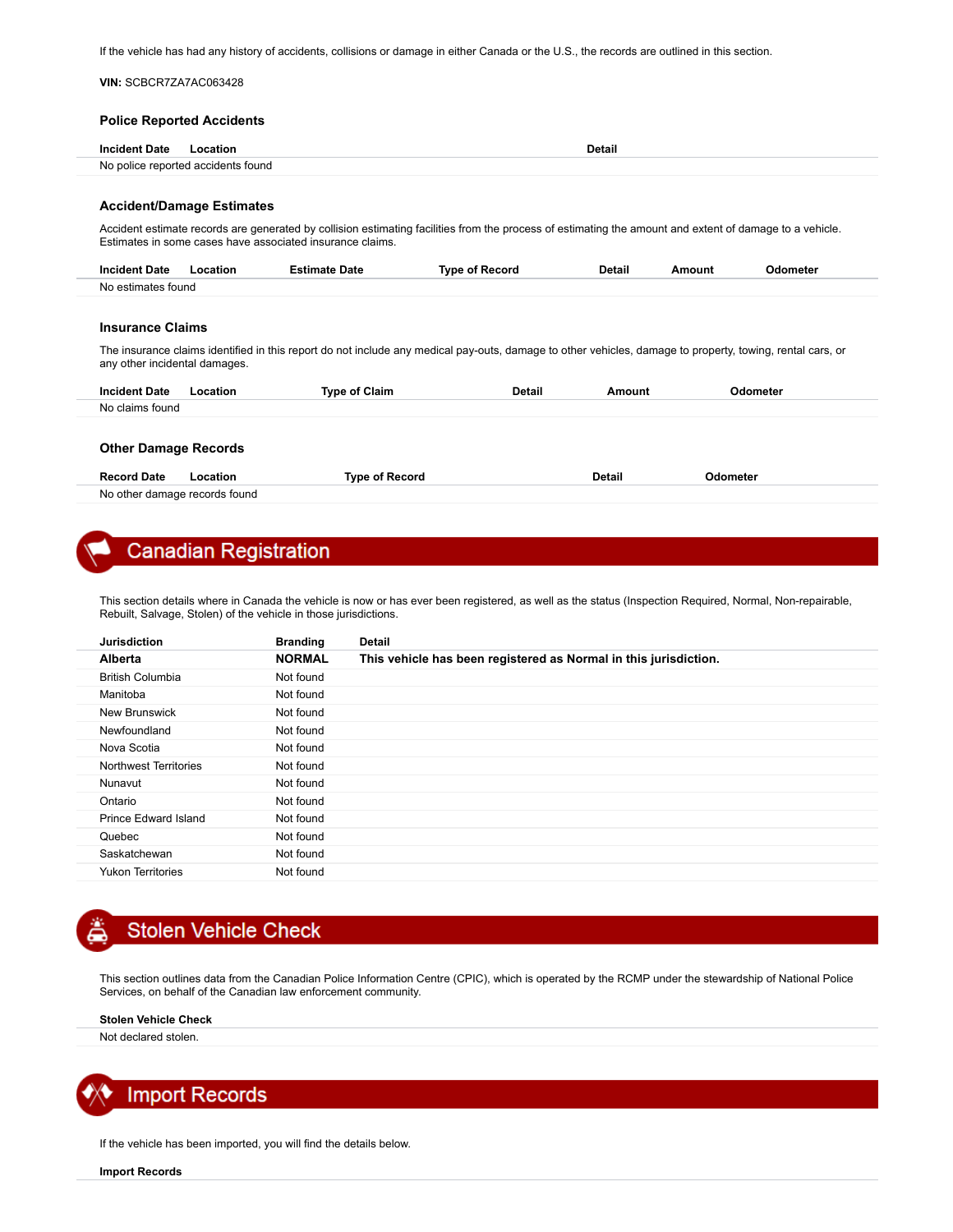If the vehicle has had any history of accidents, collisions or damage in either Canada or the U.S., the records are outlined in this section.

**VIN:** SCBCR7ZA7AC063428

### Police Reported Accidents

| Incident Date | Location | Detail |
| --- | --- | --- |
| No police reported accidents found | | |

### Accident/Damage Estimates

Accident estimate records are generated by collision estimating facilities from the process of estimating the amount and extent of damage to a vehicle. Estimates in some cases have associated insurance claims.

| Incident Date | Location | Estimate Date | Type of Record | Detail | Amount | Odometer |
| --- | --- | --- | --- | --- | --- | --- |
| No estimates found | | | | | | |

### Insurance Claims

The insurance claims identified in this report do not include any medical pay-outs, damage to other vehicles, damage to property, towing, rental cars, or any other incidental damages.

| Incident Date | Location | Type of Claim | Detail | Amount | Odometer |
| --- | --- | --- | --- | --- | --- |
| No claims found | | | | | |

### Other Damage Records

| Record Date | Location | Type of Record | Detail | Odometer |
| --- | --- | --- | --- | --- |
| No other damage records found | | | | |

## Canadian Registration

This section details where in Canada the vehicle is now or has ever been registered, as well as the status (Inspection Required, Normal, Non-repairable, Rebuilt, Salvage, Stolen) of the vehicle in those jurisdictions.

| Jurisdiction | Branding | Detail |
| --- | --- | --- |
| **Alberta** | **NORMAL** | **This vehicle has been registered as Normal in this jurisdiction.** |
| British Columbia | Not found | |
| Manitoba | Not found | |
| New Brunswick | Not found | |
| Newfoundland | Not found | |
| Nova Scotia | Not found | |
| Northwest Territories | Not found | |
| Nunavut | Not found | |
| Ontario | Not found | |
| Prince Edward Island | Not found | |
| Quebec | Not found | |
| Saskatchewan | Not found | |
| Yukon Territories | Not found | |

## Stolen Vehicle Check

This section outlines data from the Canadian Police Information Centre (CPIC), which is operated by the RCMP under the stewardship of National Police Services, on behalf of the Canadian law enforcement community.

| Stolen Vehicle Check |
| --- |
| Not declared stolen. |

## Import Records

If the vehicle has been imported, you will find the details below.

**Import Records**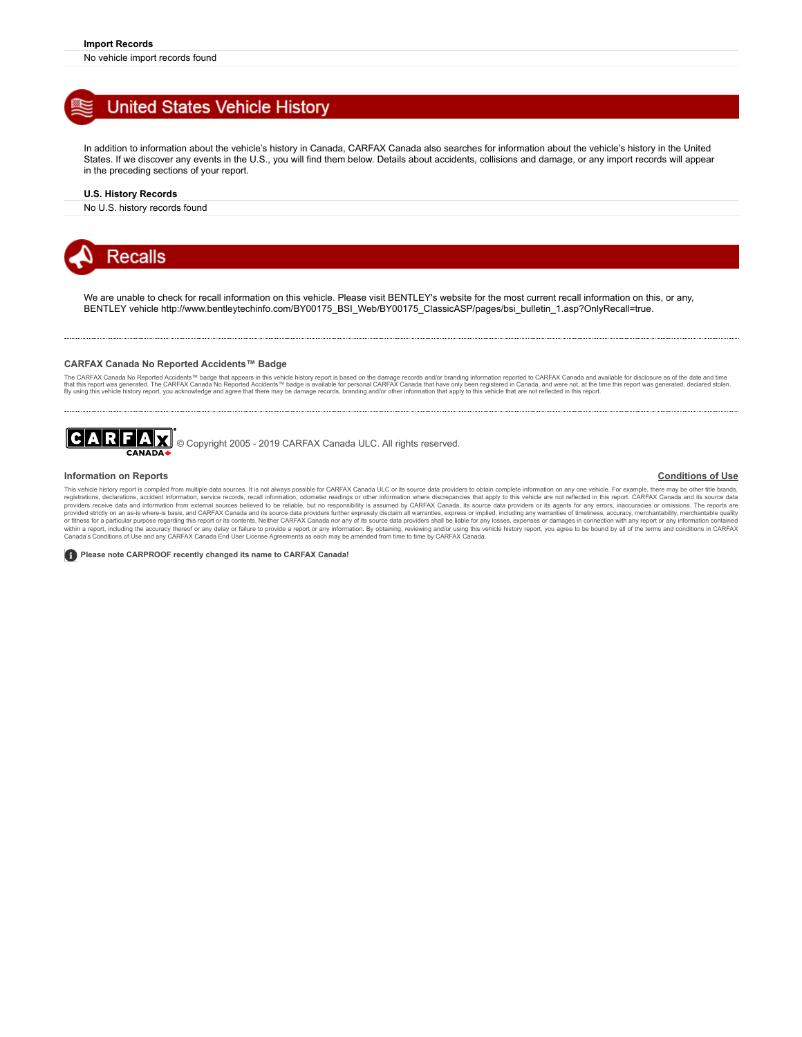**Import Records**

No vehicle import records found

## United States Vehicle History

In addition to information about the vehicle's history in Canada, CARFAX Canada also searches for information about the vehicle's history in the United States. If we discover any events in the U.S., you will find them below. Details about accidents, collisions and damage, or any import records will appear in the preceding sections of your report.

**U.S. History Records**

No U.S. history records found

## Recalls

We are unable to check for recall information on this vehicle. Please visit BENTLEY's website for the most current recall information on this, or any, BENTLEY vehicle http://www.bentleytechinfo.com/BY00175_BSI_Web/BY00175_ClassicASP/pages/bsi_bulletin_1.asp?OnlyRecall=true.

---

**CARFAX Canada No Reported Accidents™ Badge**

The CARFAX Canada No Reported Accidents™ badge that appears in this vehicle history report is based on the damage records and/or branding information reported to CARFAX Canada and available for disclosure as of the date and time that this report was generated. The CARFAX Canada No Reported Accidents™ badge is available for personal CARFAX Canada that have only been registered in Canada, and were not, at the time this report was generated, declared stolen. By using this vehicle history report, you acknowledge and agree that there may be damage records, branding and/or other information that apply to this vehicle that are not reflected in this report.

---

CARFAX CANADA © Copyright 2005 - 2019 CARFAX Canada ULC. All rights reserved.

**Information on Reports** **Conditions of Use**

This vehicle history report is compiled from multiple data sources. It is not always possible for CARFAX Canada ULC or its source data providers to obtain complete information on any one vehicle. For example, there may be other title brands, registrations, declarations, accident information, service records, recall information, odometer readings or other information where discrepancies that apply to this vehicle are not reflected in this report. CARFAX Canada and its source data providers receive data and information from external sources believed to be reliable, but no responsibility is assumed by CARFAX Canada, its source data providers or its agents for any errors, inaccuracies or omissions. The reports are provided strictly on an as-is where-is basis, and CARFAX Canada and its source data providers further expressly disclaim all warranties, express or implied, including any warranties of timeliness, accuracy, merchantability, merchantable quality or fitness for a particular purpose regarding this report or its contents. Neither CARFAX Canada nor any of its source data providers shall be liable for any losses, expenses or damages in connection with any report or any information contained within a report, including the accuracy thereof or any delay or failure to provide a report or any information. By obtaining, reviewing and/or using this vehicle history report, you agree to be bound by all of the terms and conditions in CARFAX Canada's Conditions of Use and any CARFAX Canada End User License Agreements as each may be amended from time to time by CARFAX Canada.

**Please note CARPROOF recently changed its name to CARFAX Canada!**